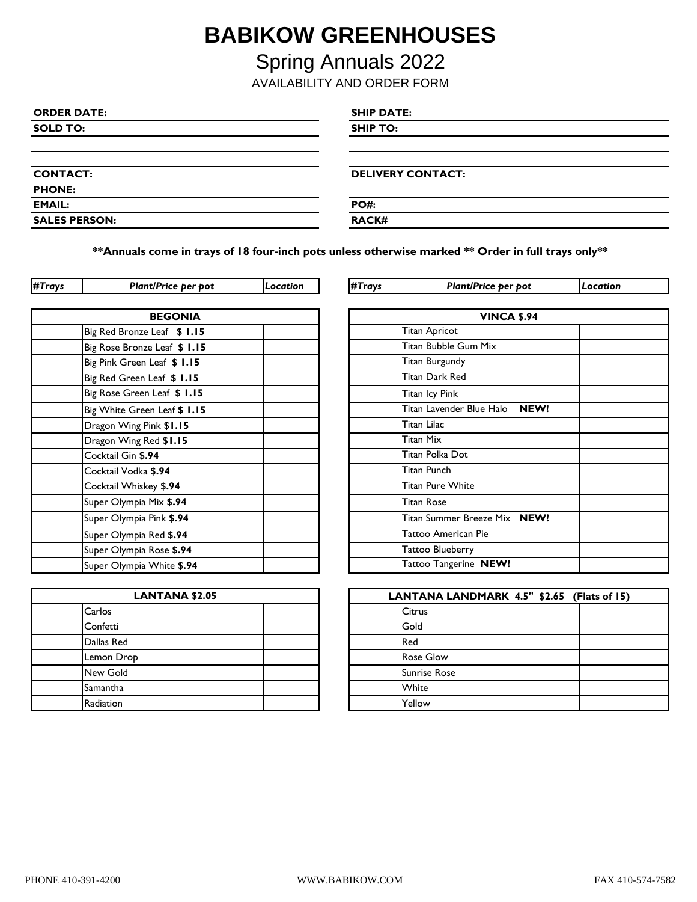# BABIKOW GREENHOUSES

## Spring Annuals 2022

AVAILABILITY AND ORDER FORM

| | |
|---|---|
| **ORDER DATE:** | **SHIP DATE:** |
| **SOLD TO:** | **SHIP TO:** |
| | |
| **CONTACT:** | **DELIVERY CONTACT:** |
| **PHONE:** | |
| **EMAIL:** | **PO#:** |
| **SALES PERSON:** | **RACK#** |

****Annuals come in trays of 18 four-inch pots unless otherwise marked ** Order in full trays only****

| *#Trays* | *Plant/Price per pot* | *Location* |
|---|---|---|
| | **BEGONIA** | |
| | Big Red Bronze Leaf **$ 1.15** | |
| | Big Rose Bronze Leaf **$ 1.15** | |
| | Big Pink Green Leaf **$ 1.15** | |
| | Big Red Green Leaf **$ 1.15** | |
| | Big Rose Green Leaf **$ 1.15** | |
| | Big White Green Leaf **$ 1.15** | |
| | Dragon Wing Pink **$1.15** | |
| | Dragon Wing Red **$1.15** | |
| | Cocktail Gin **$.94** | |
| | Cocktail Vodka **$.94** | |
| | Cocktail Whiskey **$.94** | |
| | Super Olympia Mix **$.94** | |
| | Super Olympia Pink **$.94** | |
| | Super Olympia Red **$.94** | |
| | Super Olympia Rose **$.94** | |
| | Super Olympia White **$.94** | |

| *#Trays* | *Plant/Price per pot* | *Location* |
|---|---|---|
| | **LANTANA $2.05** | |
| | Carlos | |
| | Confetti | |
| | Dallas Red | |
| | Lemon Drop | |
| | New Gold | |
| | Samantha | |
| | Radiation | |

| *#Trays* | *Plant/Price per pot* | *Location* |
|---|---|---|
| | **VINCA $.94** | |
| | Titan Apricot | |
| | Titan Bubble Gum Mix | |
| | Titan Burgundy | |
| | Titan Dark Red | |
| | Titan Icy Pink | |
| | Titan Lavender Blue Halo **NEW!** | |
| | Titan Lilac | |
| | Titan Mix | |
| | Titan Polka Dot | |
| | Titan Punch | |
| | Titan Pure White | |
| | Titan Rose | |
| | Titan Summer Breeze Mix **NEW!** | |
| | Tattoo American Pie | |
| | Tattoo Blueberry | |
| | Tattoo Tangerine **NEW!** | |

| *#Trays* | *Plant/Price per pot* | *Location* |
|---|---|---|
| | **LANTANA LANDMARK 4.5" $2.65 (Flats of 15)** | |
| | Citrus | |
| | Gold | |
| | Red | |
| | Rose Glow | |
| | Sunrise Rose | |
| | White | |
| | Yellow | |

PHONE 410-391-4200 WWW.BABIKOW.COM FAX 410-574-7582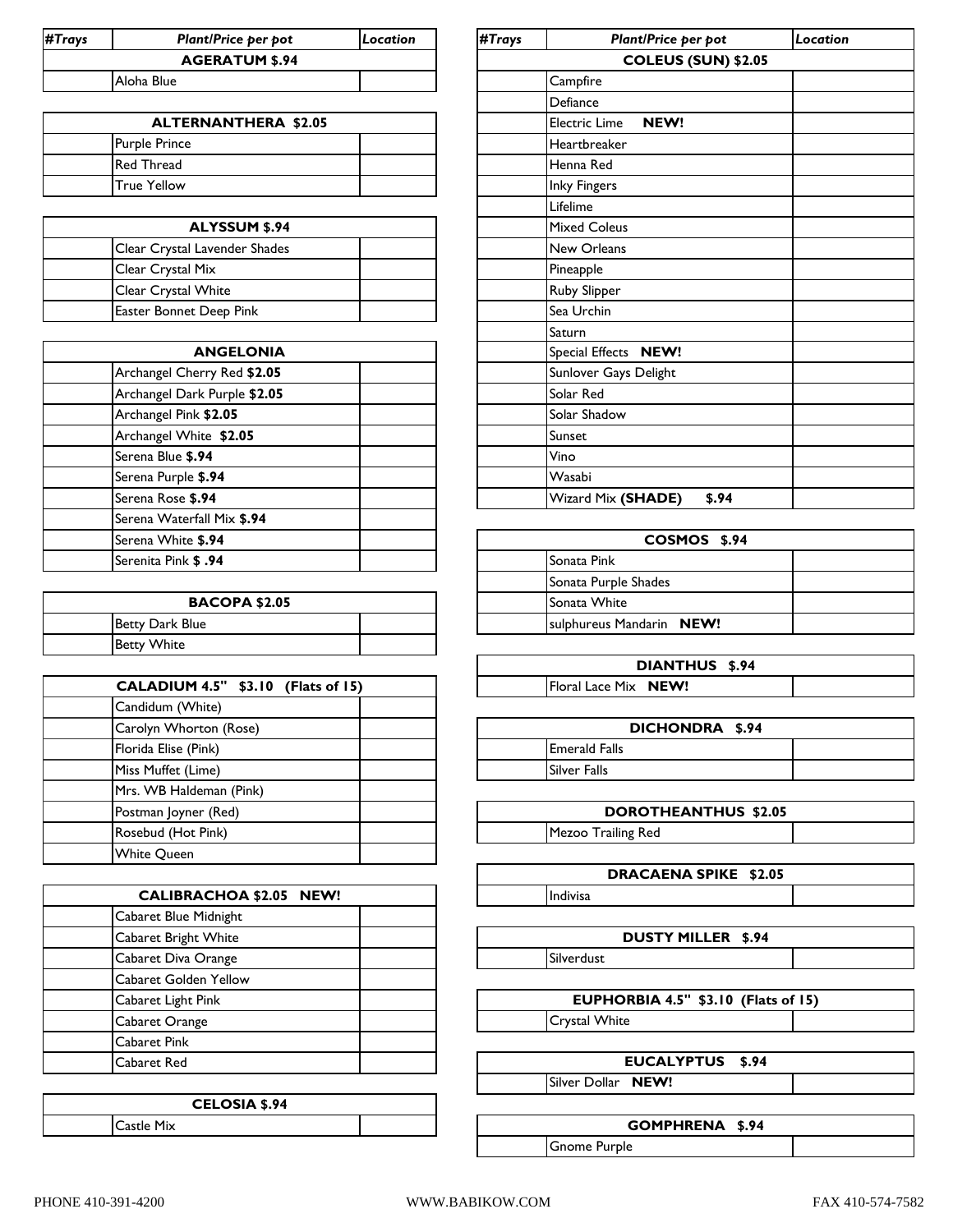| #Trays | Plant/Price per pot | Location |
|---|---|---|
| | **AGERATUM $.94** | |
| | Aloha Blue | |
| | **ALTERNANTHERA $2.05** | |
| | Purple Prince | |
| | Red Thread | |
| | True Yellow | |
| | **ALYSSUM $.94** | |
| | Clear Crystal Lavender Shades | |
| | Clear Crystal Mix | |
| | Clear Crystal White | |
| | Easter Bonnet Deep Pink | |
| | **ANGELONIA** | |
| | Archangel Cherry Red **$2.05** | |
| | Archangel Dark Purple **$2.05** | |
| | Archangel Pink **$2.05** | |
| | Archangel White **$2.05** | |
| | Serena Blue **$.94** | |
| | Serena Purple **$.94** | |
| | Serena Rose **$.94** | |
| | Serena Waterfall Mix **$.94** | |
| | Serena White **$.94** | |
| | Serenita Pink **$ .94** | |
| | **BACOPA $2.05** | |
| | Betty Dark Blue | |
| | Betty White | |
| | **CALADIUM 4.5" $3.10 (Flats of 15)** | |
| | Candidum (White) | |
| | Carolyn Whorton (Rose) | |
| | Florida Elise (Pink) | |
| | Miss Muffet (Lime) | |
| | Mrs. WB Haldeman (Pink) | |
| | Postman Joyner (Red) | |
| | Rosebud (Hot Pink) | |
| | White Queen | |
| | **CALIBRACHOA $2.05 NEW!** | |
| | Cabaret Blue Midnight | |
| | Cabaret Bright White | |
| | Cabaret Diva Orange | |
| | Cabaret Golden Yellow | |
| | Cabaret Light Pink | |
| | Cabaret Orange | |
| | Cabaret Pink | |
| | Cabaret Red | |
| | **CELOSIA $.94** | |
| | Castle Mix | |

| #Trays | Plant/Price per pot | Location |
|---|---|---|
| | **COLEUS (SUN) $2.05** | |
| | Campfire | |
| | Defiance | |
| | Electric Lime **NEW!** | |
| | Heartbreaker | |
| | Henna Red | |
| | Inky Fingers | |
| | Lifelime | |
| | Mixed Coleus | |
| | New Orleans | |
| | Pineapple | |
| | Ruby Slipper | |
| | Sea Urchin | |
| | Saturn | |
| | Special Effects **NEW!** | |
| | Sunlover Gays Delight | |
| | Solar Red | |
| | Solar Shadow | |
| | Sunset | |
| | Vino | |
| | Wasabi | |
| | Wizard Mix **(SHADE) $.94** | |
| | **COSMOS $.94** | |
| | Sonata Pink | |
| | Sonata Purple Shades | |
| | Sonata White | |
| | sulphureus Mandarin **NEW!** | |
| | **DIANTHUS $.94** | |
| | Floral Lace Mix **NEW!** | |
| | **DICHONDRA $.94** | |
| | Emerald Falls | |
| | Silver Falls | |
| | **DOROTHEANTHUS $2.05** | |
| | Mezoo Trailing Red | |
| | **DRACAENA SPIKE $2.05** | |
| | Indivisa | |
| | **DUSTY MILLER $.94** | |
| | Silverdust | |
| | **EUPHORBIA 4.5" $3.10 (Flats of 15)** | |
| | Crystal White | |
| | **EUCALYPTUS $.94** | |
| | Silver Dollar **NEW!** | |
| | **GOMPHRENA $.94** | |
| | Gnome Purple | |

PHONE 410-391-4200 WWW.BABIKOW.COM FAX 410-574-7582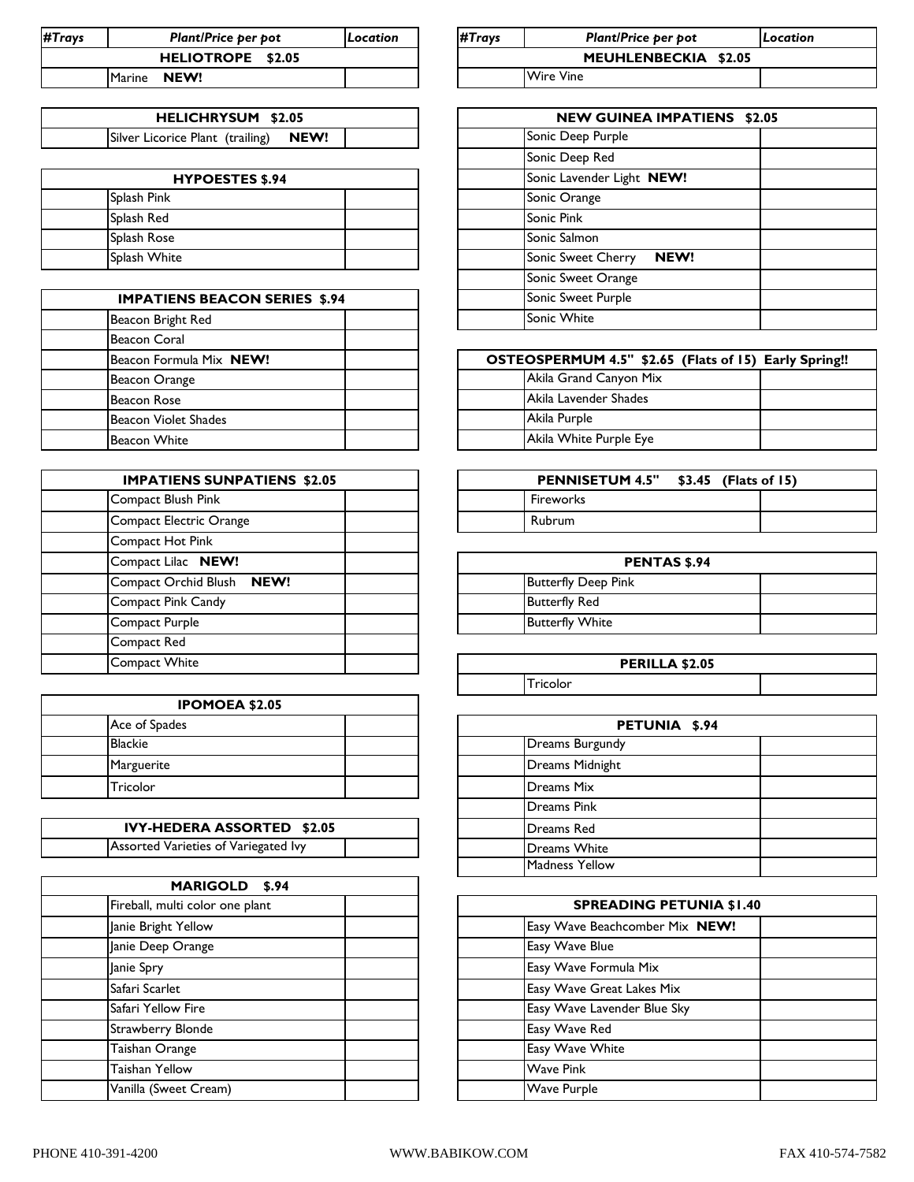| #Trays | Plant/Price per pot | Location |
|---|---|---|
| | **HELIOTROPE $2.05** | |
| | Marine **NEW!** | |

| #Trays | Plant/Price per pot | Location |
|---|---|---|
| | **HELICHRYSUM $2.05** | |
| | Silver Licorice Plant (trailing) **NEW!** | |

| #Trays | Plant/Price per pot | Location |
|---|---|---|
| | **HYPOESTES $.94** | |
| | Splash Pink | |
| | Splash Red | |
| | Splash Rose | |
| | Splash White | |

| #Trays | Plant/Price per pot | Location |
|---|---|---|
| | **IMPATIENS BEACON SERIES $.94** | |
| | Beacon Bright Red | |
| | Beacon Coral | |
| | Beacon Formula Mix **NEW!** | |
| | Beacon Orange | |
| | Beacon Rose | |
| | Beacon Violet Shades | |
| | Beacon White | |

| #Trays | Plant/Price per pot | Location |
|---|---|---|
| | **IMPATIENS SUNPATIENS $2.05** | |
| | Compact Blush Pink | |
| | Compact Electric Orange | |
| | Compact Hot Pink | |
| | Compact Lilac **NEW!** | |
| | Compact Orchid Blush **NEW!** | |
| | Compact Pink Candy | |
| | Compact Purple | |
| | Compact Red | |
| | Compact White | |

| #Trays | Plant/Price per pot | Location |
|---|---|---|
| | **IPOMOEA $2.05** | |
| | Ace of Spades | |
| | Blackie | |
| | Marguerite | |
| | Tricolor | |

| #Trays | Plant/Price per pot | Location |
|---|---|---|
| | **IVY-HEDERA ASSORTED $2.05** | |
| | Assorted Varieties of Variegated Ivy | |

| #Trays | Plant/Price per pot | Location |
|---|---|---|
| | **MARIGOLD $.94** | |
| | Fireball, multi color one plant | |
| | Janie Bright Yellow | |
| | Janie Deep Orange | |
| | Janie Spry | |
| | Safari Scarlet | |
| | Safari Yellow Fire | |
| | Strawberry Blonde | |
| | Taishan Orange | |
| | Taishan Yellow | |
| | Vanilla (Sweet Cream) | |

| #Trays | Plant/Price per pot | Location |
|---|---|---|
| | **MEUHLENBECKIA $2.05** | |
| | Wire Vine | |

| #Trays | Plant/Price per pot | Location |
|---|---|---|
| | **NEW GUINEA IMPATIENS $2.05** | |
| | Sonic Deep Purple | |
| | Sonic Deep Red | |
| | Sonic Lavender Light **NEW!** | |
| | Sonic Orange | |
| | Sonic Pink | |
| | Sonic Salmon | |
| | Sonic Sweet Cherry **NEW!** | |
| | Sonic Sweet Orange | |
| | Sonic Sweet Purple | |
| | Sonic White | |

| #Trays | Plant/Price per pot | Location |
|---|---|---|
| | **OSTEOSPERMUM 4.5" $2.65 (Flats of 15) Early Spring!!** | |
| | Akila Grand Canyon Mix | |
| | Akila Lavender Shades | |
| | Akila Purple | |
| | Akila White Purple Eye | |

| #Trays | Plant/Price per pot | Location |
|---|---|---|
| | **PENNISETUM 4.5" $3.45 (Flats of 15)** | |
| | Fireworks | |
| | Rubrum | |

| #Trays | Plant/Price per pot | Location |
|---|---|---|
| | **PENTAS $.94** | |
| | Butterfly Deep Pink | |
| | Butterfly Red | |
| | Butterfly White | |

| #Trays | Plant/Price per pot | Location |
|---|---|---|
| | **PERILLA $2.05** | |
| | Tricolor | |

| #Trays | Plant/Price per pot | Location |
|---|---|---|
| | **PETUNIA $.94** | |
| | Dreams Burgundy | |
| | Dreams Midnight | |
| | Dreams Mix | |
| | Dreams Pink | |
| | Dreams Red | |
| | Dreams White | |
| | Madness Yellow | |

| #Trays | Plant/Price per pot | Location |
|---|---|---|
| | **SPREADING PETUNIA $1.40** | |
| | Easy Wave Beachcomber Mix **NEW!** | |
| | Easy Wave Blue | |
| | Easy Wave Formula Mix | |
| | Easy Wave Great Lakes Mix | |
| | Easy Wave Lavender Blue Sky | |
| | Easy Wave Red | |
| | Easy Wave White | |
| | Wave Pink | |
| | Wave Purple | |

PHONE 410-391-4200 WWW.BABIKOW.COM FAX 410-574-7582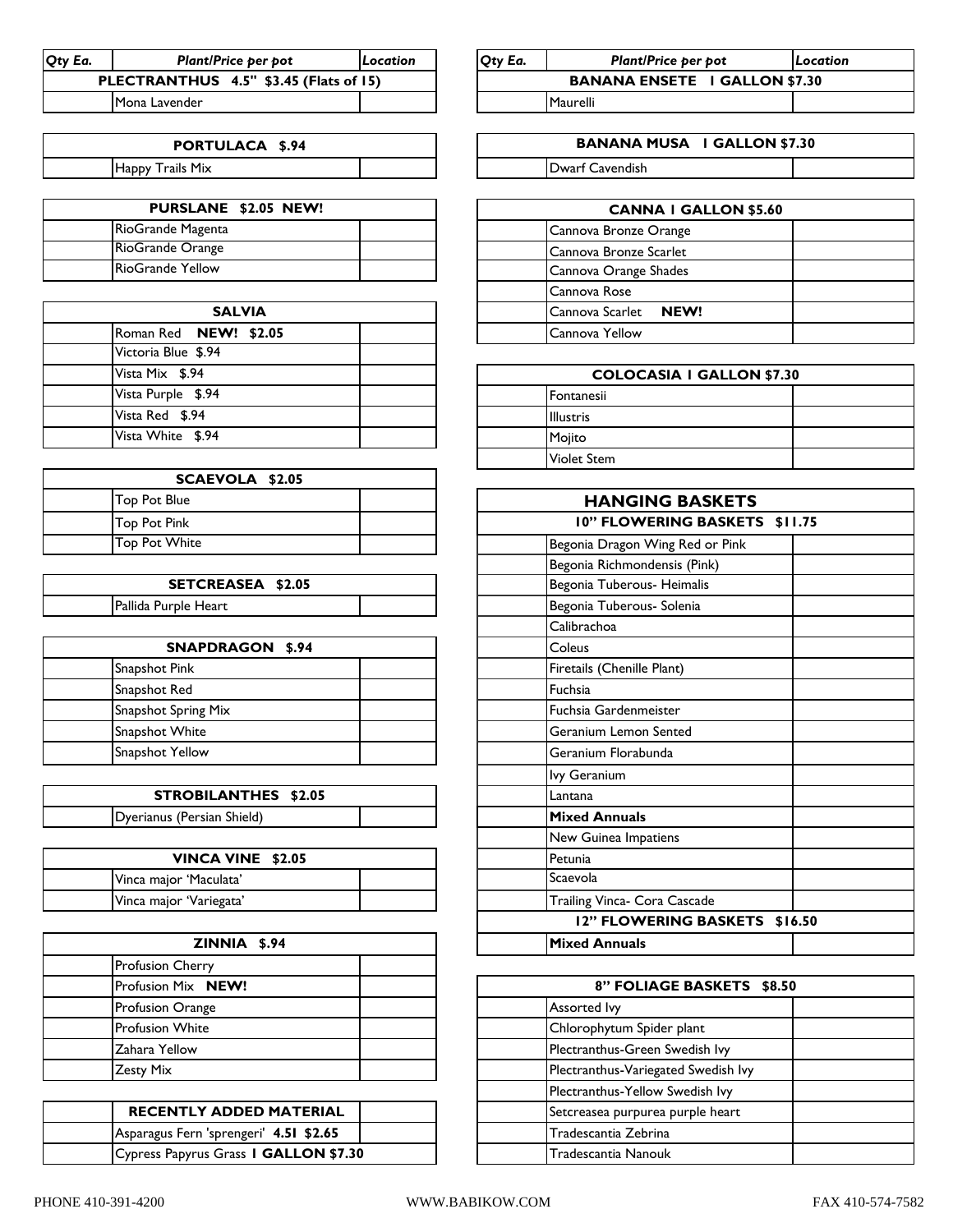| Qty Ea. | Plant/Price per pot | Location |
|---|---|---|
| **PLECTRANTHUS 4.5" $3.45 (Flats of 15)** | | |
| | Mona Lavender | |
| **PORTULACA $.94** | | |
| | Happy Trails Mix | |
| **PURSLANE $2.05 NEW!** | | |
| | RioGrande Magenta | |
| | RioGrande Orange | |
| | RioGrande Yellow | |
| **SALVIA** | | |
| | Roman Red **NEW! $2.05** | |
| | Victoria Blue $.94 | |
| | Vista Mix $.94 | |
| | Vista Purple $.94 | |
| | Vista Red $.94 | |
| | Vista White $.94 | |
| **SCAEVOLA $2.05** | | |
| | Top Pot Blue | |
| | Top Pot Pink | |
| | Top Pot White | |
| **SETCREASEA $2.05** | | |
| | Pallida Purple Heart | |
| **SNAPDRAGON $.94** | | |
| | Snapshot Pink | |
| | Snapshot Red | |
| | Snapshot Spring Mix | |
| | Snapshot White | |
| | Snapshot Yellow | |
| **STROBILANTHES $2.05** | | |
| | Dyerianus (Persian Shield) | |
| **VINCA VINE $2.05** | | |
| | Vinca major 'Maculata' | |
| | Vinca major 'Variegata' | |
| **ZINNIA $.94** | | |
| | Profusion Cherry | |
| | Profusion Mix **NEW!** | |
| | Profusion Orange | |
| | Profusion White | |
| | Zahara Yellow | |
| | Zesty Mix | |
| | **RECENTLY ADDED MATERIAL** | |
| | Asparagus Fern 'sprengeri' **4.5I $2.65** | |
| | Cypress Papyrus Grass **I GALLON $7.30** | |

| Qty Ea. | Plant/Price per pot | Location |
|---|---|---|
| **BANANA ENSETE I GALLON $7.30** | | |
| | Maurelli | |
| **BANANA MUSA I GALLON $7.30** | | |
| | Dwarf Cavendish | |
| **CANNA I GALLON $5.60** | | |
| | Cannova Bronze Orange | |
| | Cannova Bronze Scarlet | |
| | Cannova Orange Shades | |
| | Cannova Rose | |
| | Cannova Scarlet **NEW!** | |
| | Cannova Yellow | |
| **COLOCASIA I GALLON $7.30** | | |
| | Fontanesii | |
| | Illustris | |
| | Mojito | |
| | Violet Stem | |
| **HANGING BASKETS** | | |
| **10" FLOWERING BASKETS $11.75** | | |
| | Begonia Dragon Wing Red or Pink | |
| | Begonia Richmondensis (Pink) | |
| | Begonia Tuberous- Heimalis | |
| | Begonia Tuberous- Solenia | |
| | Calibrachoa | |
| | Coleus | |
| | Firetails (Chenille Plant) | |
| | Fuchsia | |
| | Fuchsia Gardenmeister | |
| | Geranium Lemon Sented | |
| | Geranium Florabunda | |
| | Ivy Geranium | |
| | Lantana | |
| | **Mixed Annuals** | |
| | New Guinea Impatiens | |
| | Petunia | |
| | Scaevola | |
| | Trailing Vinca- Cora Cascade | |
| **12" FLOWERING BASKETS $16.50** | | |
| | **Mixed Annuals** | |
| **8" FOLIAGE BASKETS $8.50** | | |
| | Assorted Ivy | |
| | Chlorophytum Spider plant | |
| | Plectranthus-Green Swedish Ivy | |
| | Plectranthus-Variegated Swedish Ivy | |
| | Plectranthus-Yellow Swedish Ivy | |
| | Setcreasea purpurea purple heart | |
| | Tradescantia Zebrina | |
| | Tradescantia Nanouk | |

PHONE 410-391-4200 WWW.BABIKOW.COM FAX 410-574-7582